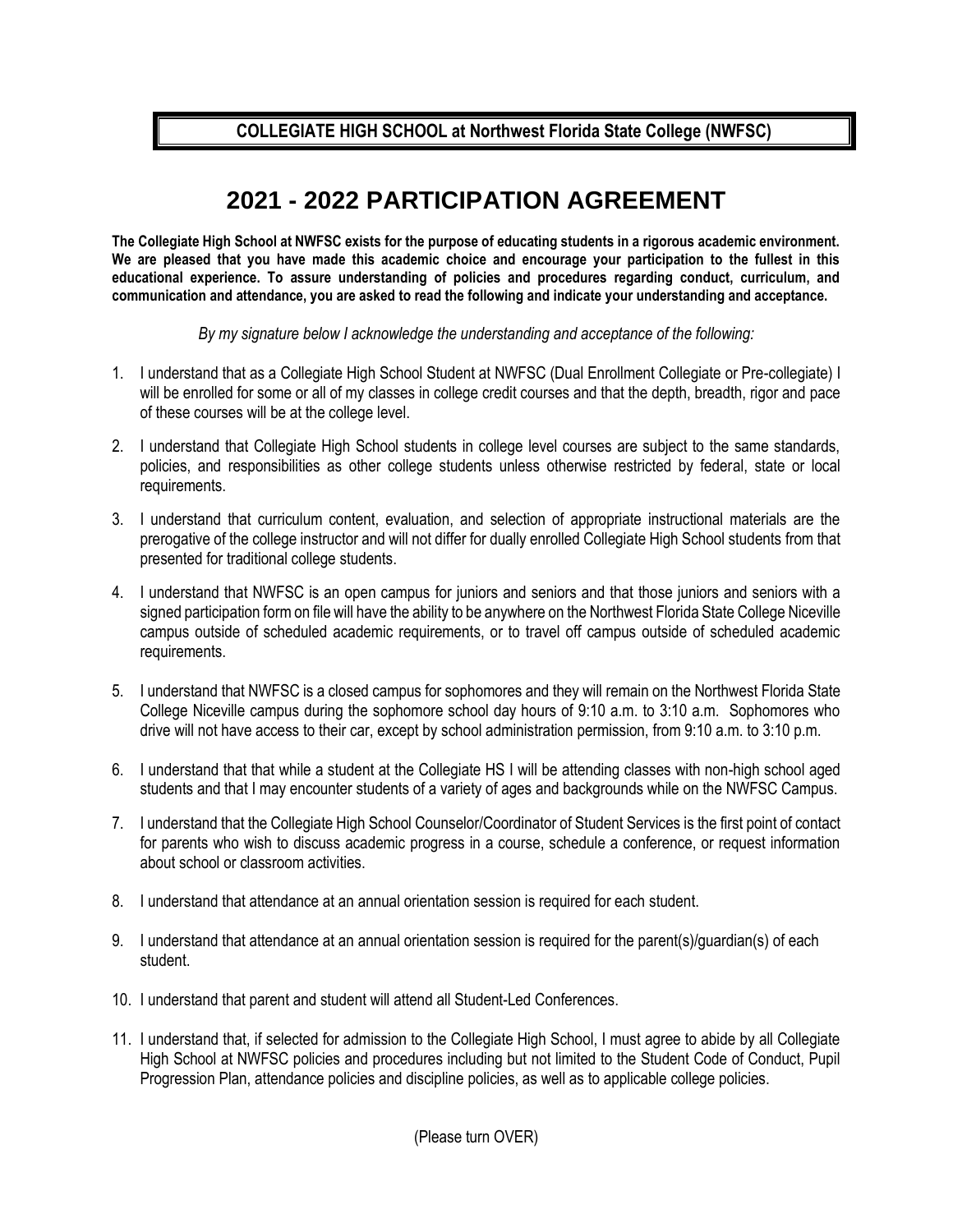**COLLEGIATE HIGH SCHOOL at Northwest Florida State College (NWFSC)**

# 2021 - 2022 PARTICIPATION AGREEMENT

**The Collegiate High School at NWFSC exists for the purpose of educating students in a rigorous academic environment. We are pleased that you have made this academic choice and encourage your participation to the fullest in this educational experience. To assure understanding of policies and procedures regarding conduct, curriculum, and communication and attendance, you are asked to read the following and indicate your understanding and acceptance.**

*By my signature below I acknowledge the understanding and acceptance of the following:*

1. I understand that as a Collegiate High School Student at NWFSC (Dual Enrollment Collegiate or Pre-collegiate) I will be enrolled for some or all of my classes in college credit courses and that the depth, breadth, rigor and pace of these courses will be at the college level.

2. I understand that Collegiate High School students in college level courses are subject to the same standards, policies, and responsibilities as other college students unless otherwise restricted by federal, state or local requirements.

3. I understand that curriculum content, evaluation, and selection of appropriate instructional materials are the prerogative of the college instructor and will not differ for dually enrolled Collegiate High School students from that presented for traditional college students.

4. I understand that NWFSC is an open campus for juniors and seniors and that those juniors and seniors with a signed participation form on file will have the ability to be anywhere on the Northwest Florida State College Niceville campus outside of scheduled academic requirements, or to travel off campus outside of scheduled academic requirements.

5. I understand that NWFSC is a closed campus for sophomores and they will remain on the Northwest Florida State College Niceville campus during the sophomore school day hours of 9:10 a.m. to 3:10 a.m. Sophomores who drive will not have access to their car, except by school administration permission, from 9:10 a.m. to 3:10 p.m.

6. I understand that that while a student at the Collegiate HS I will be attending classes with non-high school aged students and that I may encounter students of a variety of ages and backgrounds while on the NWFSC Campus.

7. I understand that the Collegiate High School Counselor/Coordinator of Student Services is the first point of contact for parents who wish to discuss academic progress in a course, schedule a conference, or request information about school or classroom activities.

8. I understand that attendance at an annual orientation session is required for each student.

9. I understand that attendance at an annual orientation session is required for the parent(s)/guardian(s) of each student.

10. I understand that parent and student will attend all Student-Led Conferences.

11. I understand that, if selected for admission to the Collegiate High School, I must agree to abide by all Collegiate High School at NWFSC policies and procedures including but not limited to the Student Code of Conduct, Pupil Progression Plan, attendance policies and discipline policies, as well as to applicable college policies.

(Please turn OVER)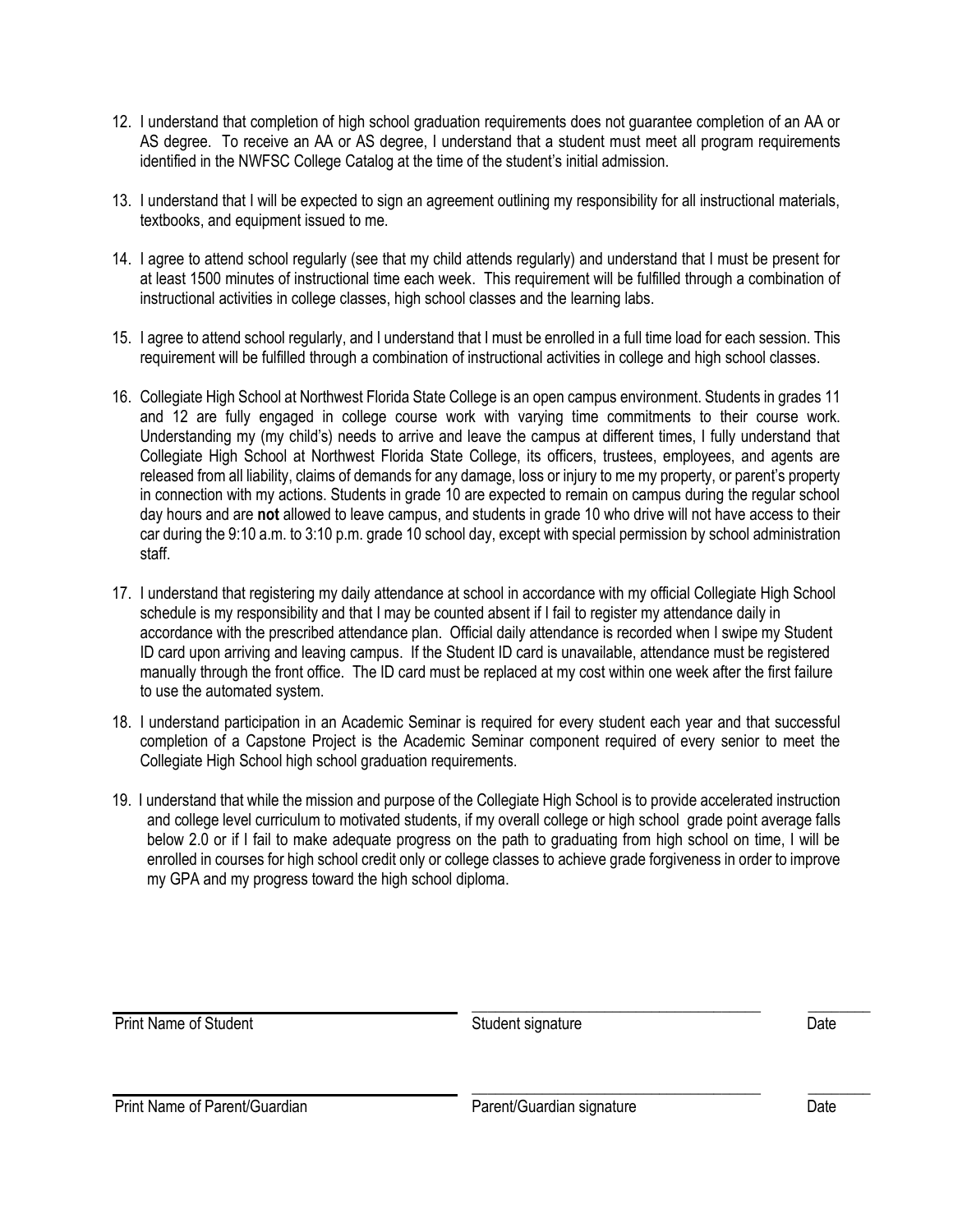12. I understand that completion of high school graduation requirements does not guarantee completion of an AA or AS degree. To receive an AA or AS degree, I understand that a student must meet all program requirements identified in the NWFSC College Catalog at the time of the student's initial admission.

13. I understand that I will be expected to sign an agreement outlining my responsibility for all instructional materials, textbooks, and equipment issued to me.

14. I agree to attend school regularly (see that my child attends regularly) and understand that I must be present for at least 1500 minutes of instructional time each week. This requirement will be fulfilled through a combination of instructional activities in college classes, high school classes and the learning labs.

15. I agree to attend school regularly, and I understand that I must be enrolled in a full time load for each session. This requirement will be fulfilled through a combination of instructional activities in college and high school classes.

16. Collegiate High School at Northwest Florida State College is an open campus environment. Students in grades 11 and 12 are fully engaged in college course work with varying time commitments to their course work. Understanding my (my child's) needs to arrive and leave the campus at different times, I fully understand that Collegiate High School at Northwest Florida State College, its officers, trustees, employees, and agents are released from all liability, claims of demands for any damage, loss or injury to me my property, or parent's property in connection with my actions. Students in grade 10 are expected to remain on campus during the regular school day hours and are **not** allowed to leave campus, and students in grade 10 who drive will not have access to their car during the 9:10 a.m. to 3:10 p.m. grade 10 school day, except with special permission by school administration staff.

17. I understand that registering my daily attendance at school in accordance with my official Collegiate High School schedule is my responsibility and that I may be counted absent if I fail to register my attendance daily in accordance with the prescribed attendance plan. Official daily attendance is recorded when I swipe my Student ID card upon arriving and leaving campus. If the Student ID card is unavailable, attendance must be registered manually through the front office. The ID card must be replaced at my cost within one week after the first failure to use the automated system.

18. I understand participation in an Academic Seminar is required for every student each year and that successful completion of a Capstone Project is the Academic Seminar component required of every senior to meet the Collegiate High School high school graduation requirements.

19. I understand that while the mission and purpose of the Collegiate High School is to provide accelerated instruction and college level curriculum to motivated students, if my overall college or high school grade point average falls below 2.0 or if I fail to make adequate progress on the path to graduating from high school on time, I will be enrolled in courses for high school credit only or college classes to achieve grade forgiveness in order to improve my GPA and my progress toward the high school diploma.

| | | |
|---|---|---|
| Print Name of Student | Student signature | Date |
| Print Name of Parent/Guardian | Parent/Guardian signature | Date |